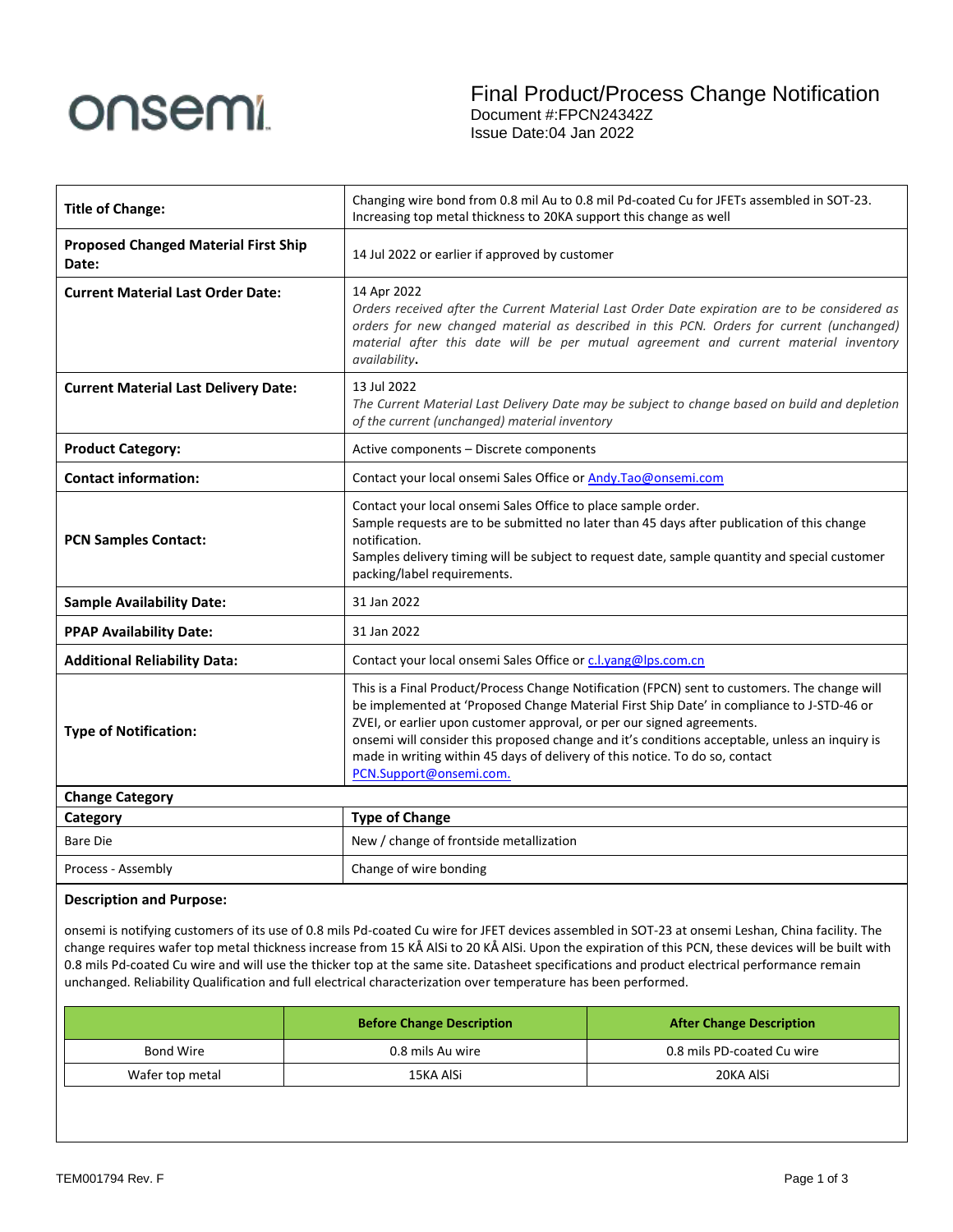onsemi

# Final Product/Process Change Notification

Document #:FPCN24342Z
Issue Date:04 Jan 2022

| | |
|---|---|
| **Title of Change:** | Changing wire bond from 0.8 mil Au to 0.8 mil Pd-coated Cu for JFETs assembled in SOT-23. Increasing top metal thickness to 20KA support this change as well |
| **Proposed Changed Material First Ship Date:** | 14 Jul 2022 or earlier if approved by customer |
| **Current Material Last Order Date:** | 14 Apr 2022 *Orders received after the Current Material Last Order Date expiration are to be considered as orders for new changed material as described in this PCN. Orders for current (unchanged) material after this date will be per mutual agreement and current material inventory availability.* |
| **Current Material Last Delivery Date:** | 13 Jul 2022 *The Current Material Last Delivery Date may be subject to change based on build and depletion of the current (unchanged) material inventory* |
| **Product Category:** | Active components – Discrete components |
| **Contact information:** | Contact your local onsemi Sales Office or Andy.Tao@onsemi.com |
| **PCN Samples Contact:** | Contact your local onsemi Sales Office to place sample order. Sample requests are to be submitted no later than 45 days after publication of this change notification. Samples delivery timing will be subject to request date, sample quantity and special customer packing/label requirements. |
| **Sample Availability Date:** | 31 Jan 2022 |
| **PPAP Availability Date:** | 31 Jan 2022 |
| **Additional Reliability Data:** | Contact your local onsemi Sales Office or c.l.yang@lps.com.cn |
| **Type of Notification:** | This is a Final Product/Process Change Notification (FPCN) sent to customers. The change will be implemented at 'Proposed Change Material First Ship Date' in compliance to J-STD-46 or ZVEI, or earlier upon customer approval, or per our signed agreements. onsemi will consider this proposed change and it's conditions acceptable, unless an inquiry is made in writing within 45 days of delivery of this notice. To do so, contact PCN.Support@onsemi.com. |

**Change Category**

| Category | Type of Change |
|---|---|
| Bare Die | New / change of frontside metallization |
| Process - Assembly | Change of wire bonding |

**Description and Purpose:**

onsemi is notifying customers of its use of 0.8 mils Pd-coated Cu wire for JFET devices assembled in SOT-23 at onsemi Leshan, China facility. The change requires wafer top metal thickness increase from 15 KÅ AlSi to 20 KÅ AlSi. Upon the expiration of this PCN, these devices will be built with 0.8 mils Pd-coated Cu wire and will use the thicker top at the same site. Datasheet specifications and product electrical performance remain unchanged. Reliability Qualification and full electrical characterization over temperature has been performed.

| | Before Change Description | After Change Description |
|---|---|---|
| Bond Wire | 0.8 mils Au wire | 0.8 mils PD-coated Cu wire |
| Wafer top metal | 15KA AlSi | 20KA AlSi |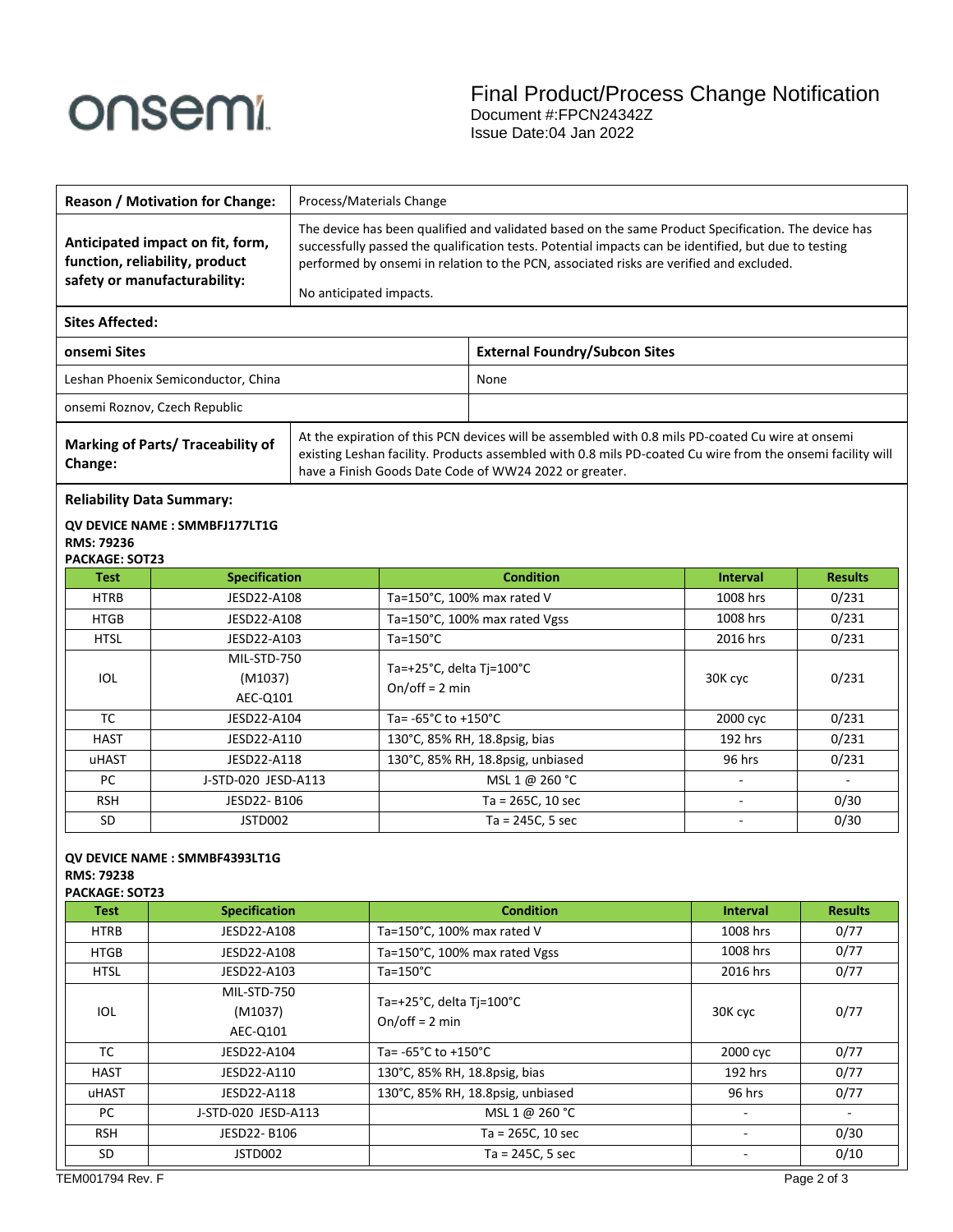# Final Product/Process Change Notification

Document #:FPCN24342Z
Issue Date:04 Jan 2022

| **Reason / Motivation for Change:** | Process/Materials Change |
|---|---|
| **Anticipated impact on fit, form, function, reliability, product safety or manufacturability:** | The device has been qualified and validated based on the same Product Specification. The device has successfully passed the qualification tests. Potential impacts can be identified, but due to testing performed by onsemi in relation to the PCN, associated risks are verified and excluded.<br><br>No anticipated impacts. |

**Sites Affected:**

| **onsemi Sites** | **External Foundry/Subcon Sites** |
|---|---|
| Leshan Phoenix Semiconductor, China | None |
| onsemi Roznov, Czech Republic | |

| **Marking of Parts/ Traceability of Change:** | At the expiration of this PCN devices will be assembled with 0.8 mils PD-coated Cu wire at onsemi existing Leshan facility. Products assembled with 0.8 mils PD-coated Cu wire from the onsemi facility will have a Finish Goods Date Code of WW24 2022 or greater. |
|---|---|

**Reliability Data Summary:**

**QV DEVICE NAME : SMMBFJ177LT1G**
**RMS: 79236**
**PACKAGE: SOT23**

| Test | Specification | Condition | Interval | Results |
|---|---|---|---|---|
| HTRB | JESD22-A108 | Ta=150°C, 100% max rated V | 1008 hrs | 0/231 |
| HTGB | JESD22-A108 | Ta=150°C, 100% max rated Vgss | 1008 hrs | 0/231 |
| HTSL | JESD22-A103 | Ta=150°C | 2016 hrs | 0/231 |
| IOL | MIL-STD-750 (M1037) AEC-Q101 | Ta=+25°C, delta Tj=100°C On/off = 2 min | 30K cyc | 0/231 |
| TC | JESD22-A104 | Ta= -65°C to +150°C | 2000 cyc | 0/231 |
| HAST | JESD22-A110 | 130°C, 85% RH, 18.8psig, bias | 192 hrs | 0/231 |
| uHAST | JESD22-A118 | 130°C, 85% RH, 18.8psig, unbiased | 96 hrs | 0/231 |
| PC | J-STD-020 JESD-A113 | MSL 1 @ 260 °C | - | - |
| RSH | JESD22- B106 | Ta = 265C, 10 sec | - | 0/30 |
| SD | JSTD002 | Ta = 245C, 5 sec | - | 0/30 |

**QV DEVICE NAME : SMMBF4393LT1G**
**RMS: 79238**
**PACKAGE: SOT23**

| Test | Specification | Condition | Interval | Results |
|---|---|---|---|---|
| HTRB | JESD22-A108 | Ta=150°C, 100% max rated V | 1008 hrs | 0/77 |
| HTGB | JESD22-A108 | Ta=150°C, 100% max rated Vgss | 1008 hrs | 0/77 |
| HTSL | JESD22-A103 | Ta=150°C | 2016 hrs | 0/77 |
| IOL | MIL-STD-750 (M1037) AEC-Q101 | Ta=+25°C, delta Tj=100°C On/off = 2 min | 30K cyc | 0/77 |
| TC | JESD22-A104 | Ta= -65°C to +150°C | 2000 cyc | 0/77 |
| HAST | JESD22-A110 | 130°C, 85% RH, 18.8psig, bias | 192 hrs | 0/77 |
| uHAST | JESD22-A118 | 130°C, 85% RH, 18.8psig, unbiased | 96 hrs | 0/77 |
| PC | J-STD-020 JESD-A113 | MSL 1 @ 260 °C | - | - |
| RSH | JESD22- B106 | Ta = 265C, 10 sec | - | 0/30 |
| SD | JSTD002 | Ta = 245C, 5 sec | - | 0/10 |

TEM001794 Rev. F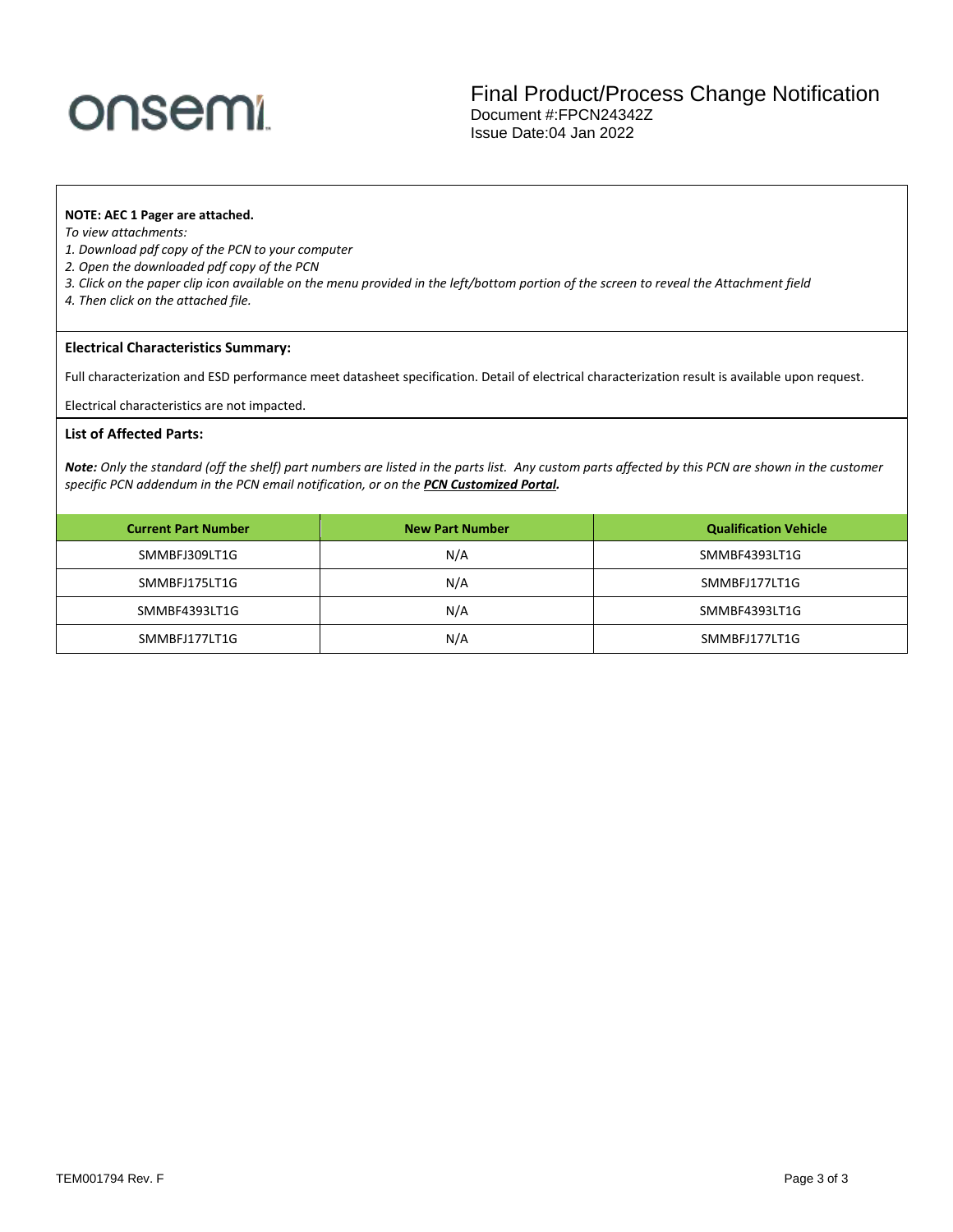**NOTE: AEC 1 Pager are attached.**

*To view attachments:*

*1. Download pdf copy of the PCN to your computer*

*2. Open the downloaded pdf copy of the PCN*

*3. Click on the paper clip icon available on the menu provided in the left/bottom portion of the screen to reveal the Attachment field*

*4. Then click on the attached file.*

### Electrical Characteristics Summary:

Full characterization and ESD performance meet datasheet specification. Detail of electrical characterization result is available upon request.

Electrical characteristics are not impacted.

### List of Affected Parts:

***Note:*** *Only the standard (off the shelf) part numbers are listed in the parts list. Any custom parts affected by this PCN are shown in the customer specific PCN addendum in the PCN email notification, or on the* ***PCN Customized Portal.***

| Current Part Number | New Part Number | Qualification Vehicle |
|---|---|---|
| SMMBFJ309LT1G | N/A | SMMBF4393LT1G |
| SMMBFJ175LT1G | N/A | SMMBFJ177LT1G |
| SMMBF4393LT1G | N/A | SMMBF4393LT1G |
| SMMBFJ177LT1G | N/A | SMMBFJ177LT1G |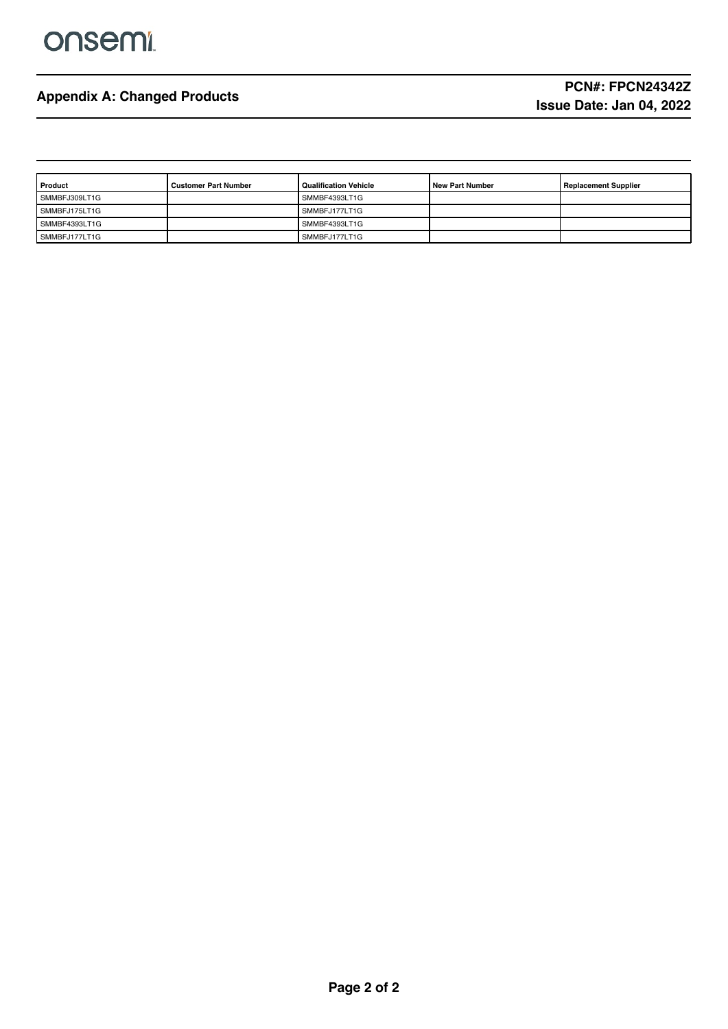## Appendix A: Changed Products

**PCN#: FPCN24342Z**
**Issue Date: Jan 04, 2022**

| Product | Customer Part Number | Qualification Vehicle | New Part Number | Replacement Supplier |
|---|---|---|---|---|
| SMMBFJ309LT1G | | SMMBF4393LT1G | | |
| SMMBFJ175LT1G | | SMMBFJ177LT1G | | |
| SMMBF4393LT1G | | SMMBF4393LT1G | | |
| SMMBFJ177LT1G | | SMMBFJ177LT1G | | |